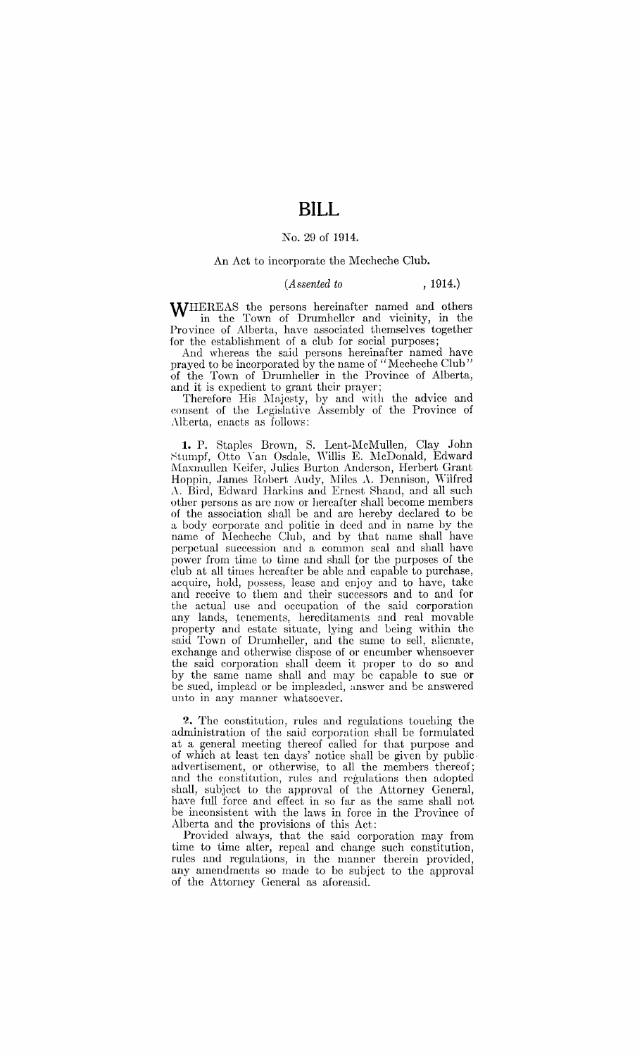# BILL

No. 29 of 1914.

An Act to incorporate the Mecheche Club.

*(Assented to , 1914.)*

WHEREAS the persons hereinafter named and others in the Town of Drumheller and vicinity, in the Province of Alberta, have associated themselves together for the establishment of a club for social purposes;

And whereas the said persons hereinafter named have prayed to be incorporated by the name of "Mecheche Club" of the Town of Drumheller in the Province of Alberta, and it is expedient to grant their prayer;

Therefore His Majesty, by and with the advice and consent of the Legislative Assembly of the Province of Alberta, enacts as follows:

**1.** P. Staples Brown, S. Lent-McMullen, Clay John Stumpf, Otto Van Osdale, Willis E. McDonald, Edward Maxmullen Keifer, Julies Burton Anderson, Herbert Grant Hoppin, James Robert Audy, Miles A. Dennison, Wilfred A. Bird, Edward Harkins and Ernest Shand, and all such other persons as are now or hereafter shall become members of the association shall be and are hereby declared to be a body corporate and politic in deed and in name by the name of Mecheche Club, and by that name shall have perpetual succession and a common seal and shall have power from time to time and shall for the purposes of the club at all times hereafter be able and capable to purchase, acquire, hold, possess, lease and enjoy and to have, take and receive to them and their successors and to and for the actual use and occupation of the said corporation any lands, tenements, hereditaments and real movable property and estate situate, lying and being within the said Town of Drumheller, and the same to sell, alienate, exchange and otherwise dispose of or encumber whensoever the said corporation shall deem it proper to do so and by the same name shall and may be capable to sue or be sued, implead or be impleaded, answer and be answered unto in any manner whatsoever.

**2.** The constitution, rules and regulations touching the administration of the said corporation shall be formulated at a general meeting thereof called for that purpose and of which at least ten days' notice shall be given by public advertisement, or otherwise, to all the members thereof; and the constitution, rules and regulations then adopted shall, subject to the approval of the Attorney General, have full force and effect in so far as the same shall not be inconsistent with the laws in force in the Province of Alberta and the provisions of this Act:

Provided always, that the said corporation may from time to time alter, repeal and change such constitution, rules and regulations, in the manner therein provided, any amendments so made to be subject to the approval of the Attorney General as aforeasid.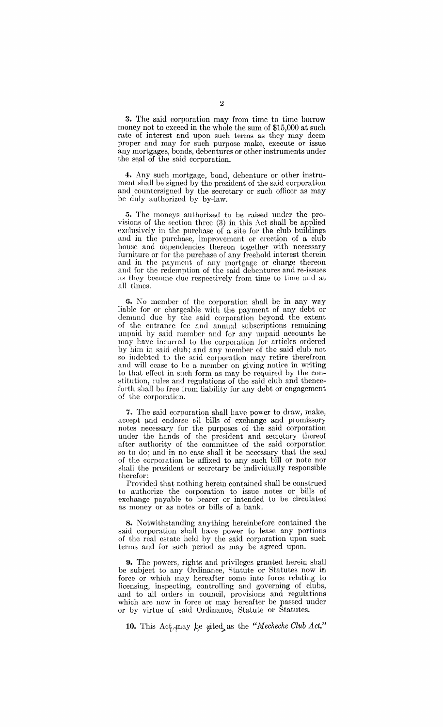**3.** The said corporation may from time to time borrow money not to exceed in the whole the sum of $15,000 at such rate of interest and upon such terms as they may deem proper and may for such purpose make, execute or issue any mortgages, bonds, debentures or other instruments under the seal of the said corporation.

**4.** Any such mortgage, bond, debenture or other instrument shall be signed by the president of the said corporation and countersigned by the secretary or such officer as may be duly authorized by by-law.

**5.** The moneys authorized to be raised under the provisions of the section three (3) in this Act shall be applied exclusively in the purchase of a site for the club buildings and in the purchase, improvement or erection of a club house and dependencies thereon together with necessary furniture or for the purchase of any freehold interest therein and in the payment of any mortgage or charge thereon and for the redemption of the said debentures and re-issues as they become due respectively from time to time and at all times.

**6.** No member of the corporation shall be in any way liable for or chargeable with the payment of any debt or demand due by the said corporation beyond the extent of the entrance fee and annual subscriptions remaining unpaid by said member and for any unpaid accounts he may have incurred to the corporation for articles ordered by him in said club; and any member of the said club not so indebted to the said corporation may retire therefrom and will cease to be a member on giving notice in writing to that effect in such form as may be required by the constitution, rules and regulations of the said club and thenceforth shall be free from liability for any debt or engagement of the corporation.

**7.** The said corporation shall have power to draw, make, accept and endorse all bills of exchange and promissory notes necessary for the purposes of the said corporation under the hands of the president and secretary thereof after authority of the committee of the said corporation so to do; and in no case shall it be necessary that the seal of the corporation be affixed to any such bill or note nor shall the president or secretary be individually responsible therefor:

Provided that nothing herein contained shall be construed to authorize the corporation to issue notes or bills of exchange payable to bearer or intended to be circulated as money or as notes or bills of a bank.

**8.** Notwithstanding anything hereinbefore contained the said corporation shall have power to lease any portions of the real estate held by the said corporation upon such terms and for such period as may be agreed upon.

**9.** The powers, rights and privileges granted herein shall be subject to any Ordinance, Statute or Statutes now in force or which may hereafter come into force relating to licensing, inspecting, controlling and governing of clubs, and to all orders in council, provisions and regulations which are now in force or may hereafter be passed under or by virtue of said Ordinance, Statute or Statutes.

**10.** This Act may be cited as the "*Mecheche Club Act.*"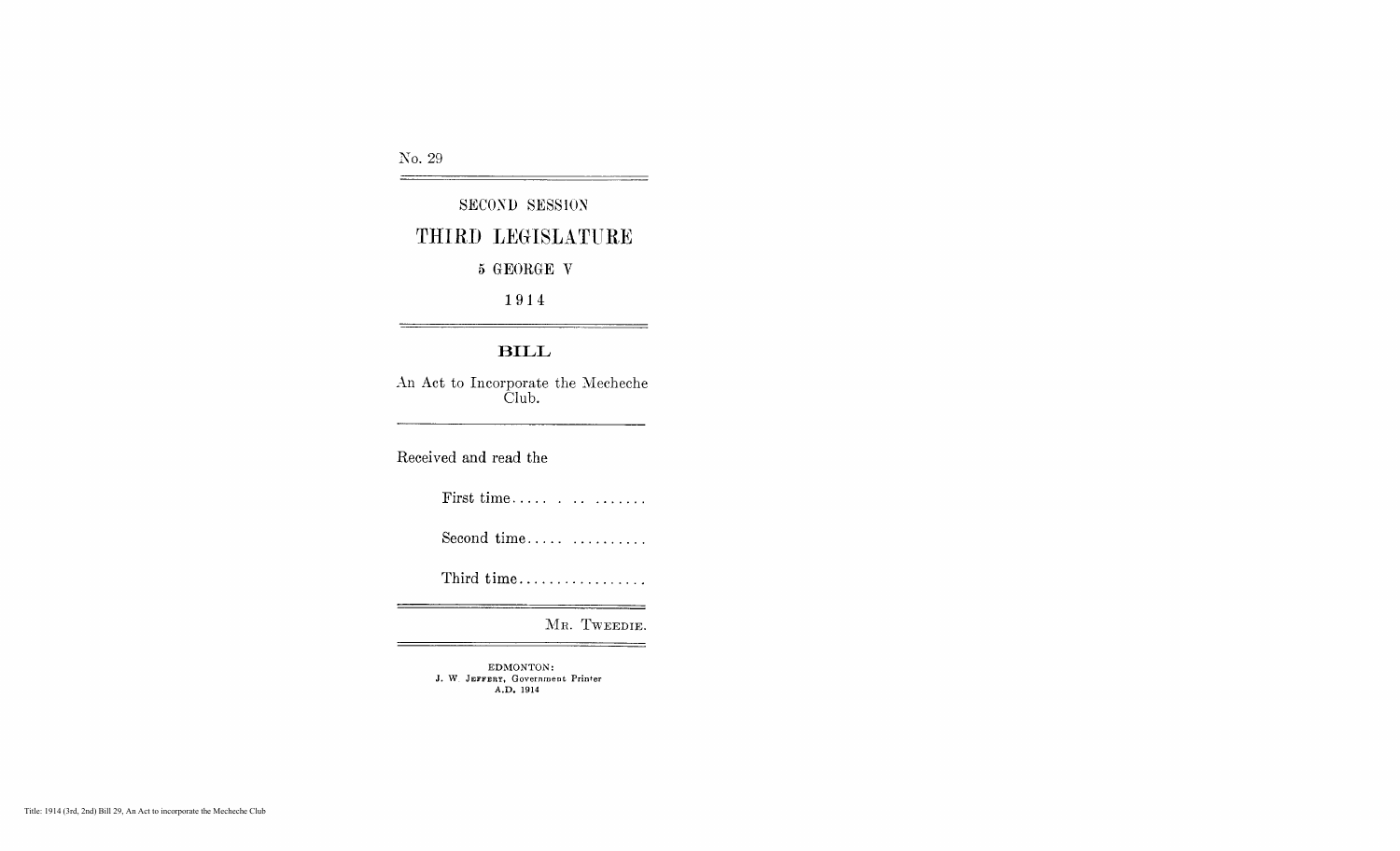No. 29

SECOND SESSION

# THIRD LEGISLATURE

5 GEORGE V

1914

## BILL

An Act to Incorporate the Mecheche Club.

Received and read the

First time..... . .. .......

Second time..... ..........

Third time................

MR. TWEEDIE.

EDMONTON:
J. W. JEFFERY, Government Printer
A.D. 1914

Title: 1914 (3rd, 2nd) Bill 29, An Act to incorporate the Mecheche Club